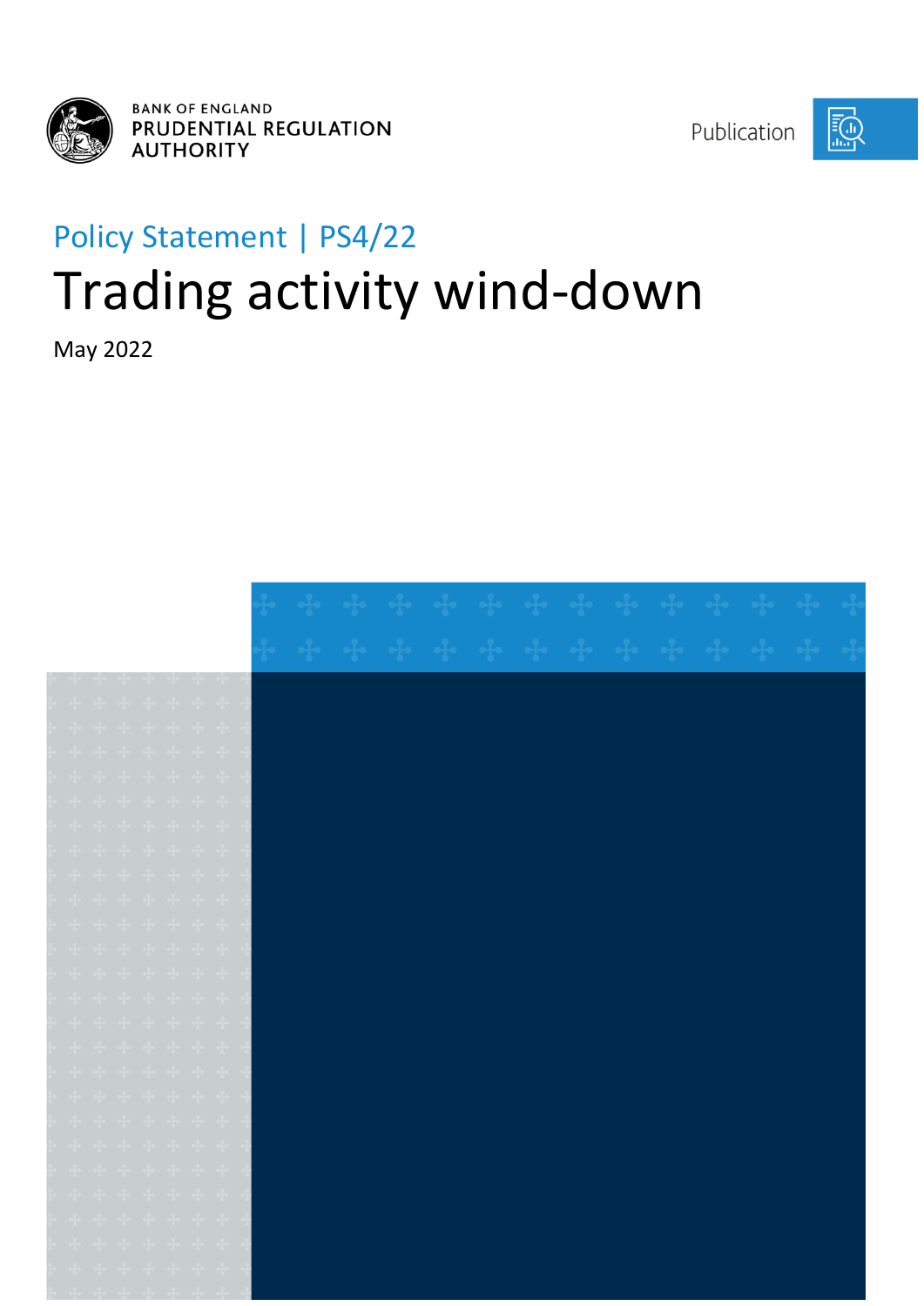BANK OF ENGLAND
PRUDENTIAL REGULATION AUTHORITY

Publication

Policy Statement | PS4/22

# Trading activity wind-down

May 2022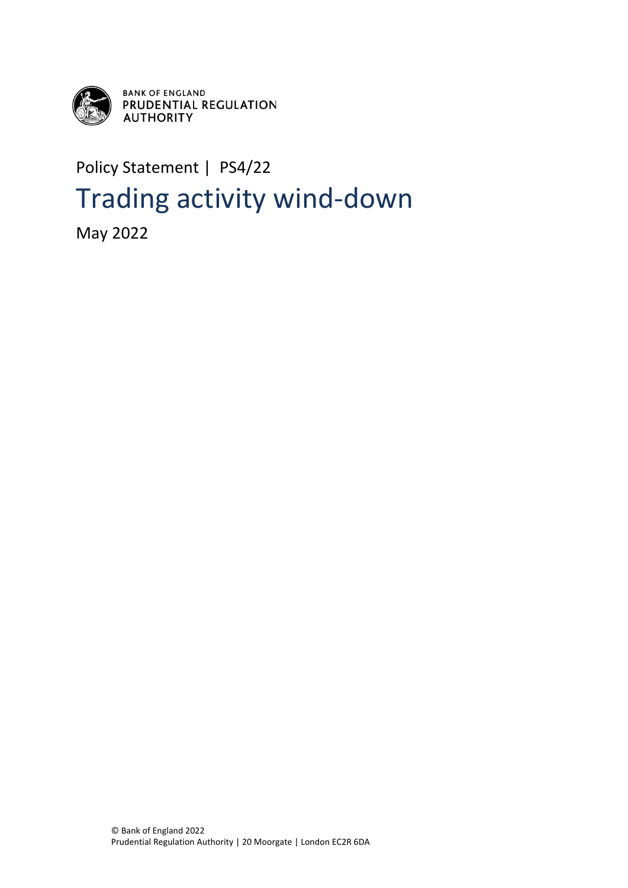BANK OF ENGLAND
PRUDENTIAL REGULATION AUTHORITY

Policy Statement | PS4/22

# Trading activity wind-down

May 2022

© Bank of England 2022
Prudential Regulation Authority | 20 Moorgate | London EC2R 6DA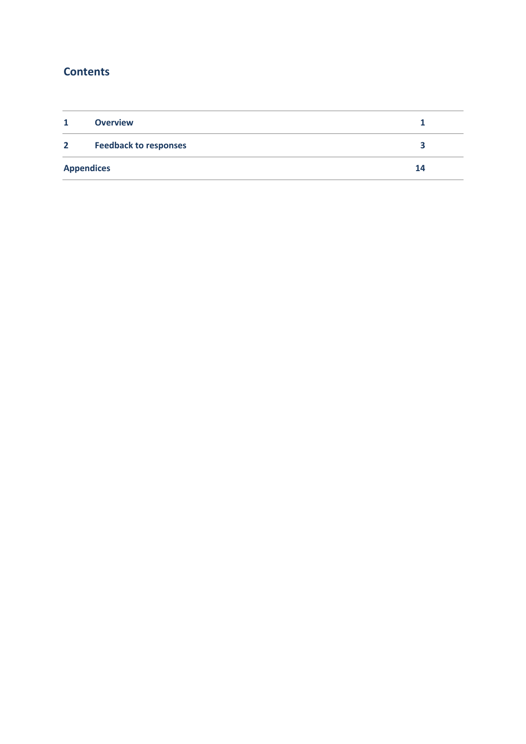## Contents

| | | |
|---|---|---|
| **1** | **Overview** | **1** |
| **2** | **Feedback to responses** | **3** |
| **Appendices** | | **14** |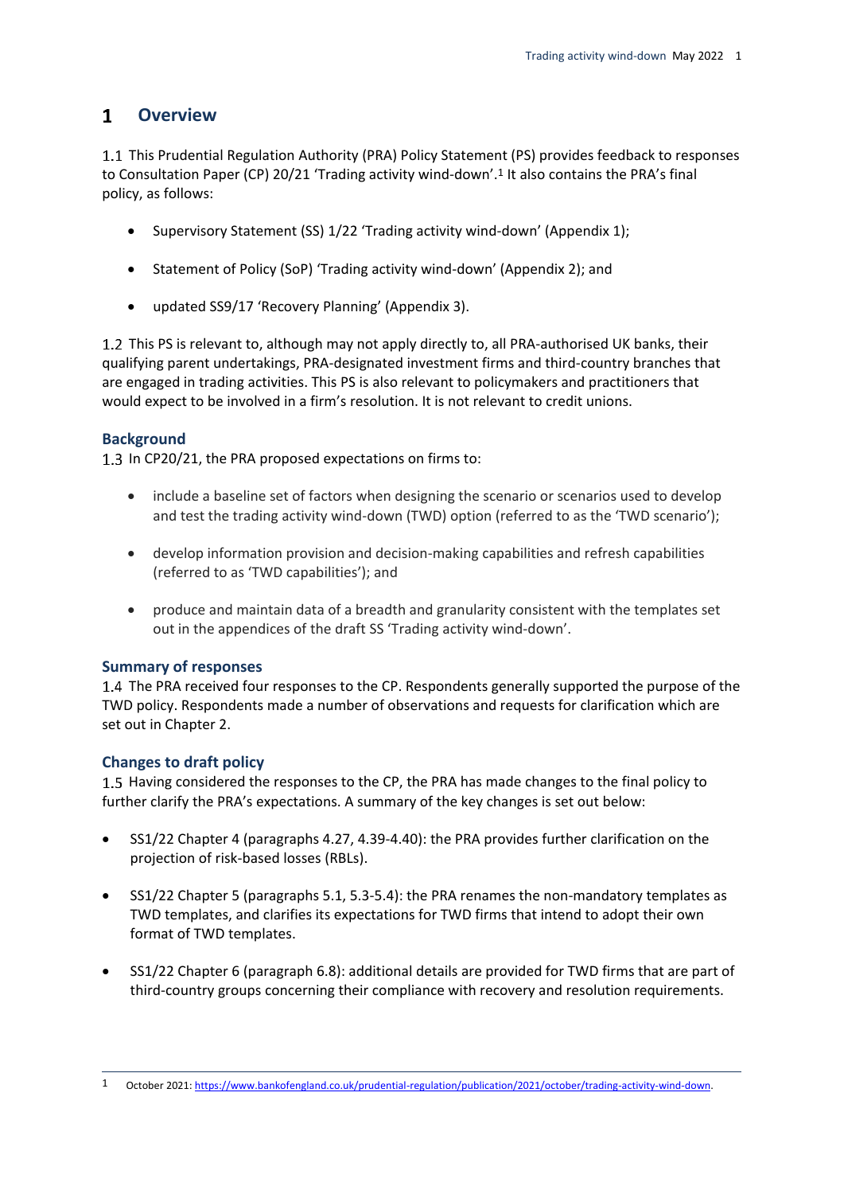# 1 Overview

1.1 This Prudential Regulation Authority (PRA) Policy Statement (PS) provides feedback to responses to Consultation Paper (CP) 20/21 'Trading activity wind-down'.[1] It also contains the PRA's final policy, as follows:

- Supervisory Statement (SS) 1/22 'Trading activity wind-down' (Appendix 1);
- Statement of Policy (SoP) 'Trading activity wind-down' (Appendix 2); and
- updated SS9/17 'Recovery Planning' (Appendix 3).

1.2 This PS is relevant to, although may not apply directly to, all PRA-authorised UK banks, their qualifying parent undertakings, PRA-designated investment firms and third-country branches that are engaged in trading activities. This PS is also relevant to policymakers and practitioners that would expect to be involved in a firm's resolution. It is not relevant to credit unions.

## Background

1.3 In CP20/21, the PRA proposed expectations on firms to:

- include a baseline set of factors when designing the scenario or scenarios used to develop and test the trading activity wind-down (TWD) option (referred to as the 'TWD scenario');
- develop information provision and decision-making capabilities and refresh capabilities (referred to as 'TWD capabilities'); and
- produce and maintain data of a breadth and granularity consistent with the templates set out in the appendices of the draft SS 'Trading activity wind-down'.

## Summary of responses

1.4 The PRA received four responses to the CP. Respondents generally supported the purpose of the TWD policy. Respondents made a number of observations and requests for clarification which are set out in Chapter 2.

## Changes to draft policy

1.5 Having considered the responses to the CP, the PRA has made changes to the final policy to further clarify the PRA's expectations. A summary of the key changes is set out below:

- SS1/22 Chapter 4 (paragraphs 4.27, 4.39-4.40): the PRA provides further clarification on the projection of risk-based losses (RBLs).
- SS1/22 Chapter 5 (paragraphs 5.1, 5.3-5.4): the PRA renames the non-mandatory templates as TWD templates, and clarifies its expectations for TWD firms that intend to adopt their own format of TWD templates.
- SS1/22 Chapter 6 (paragraph 6.8): additional details are provided for TWD firms that are part of third-country groups concerning their compliance with recovery and resolution requirements.

[1] October 2021: https://www.bankofengland.co.uk/prudential-regulation/publication/2021/october/trading-activity-wind-down.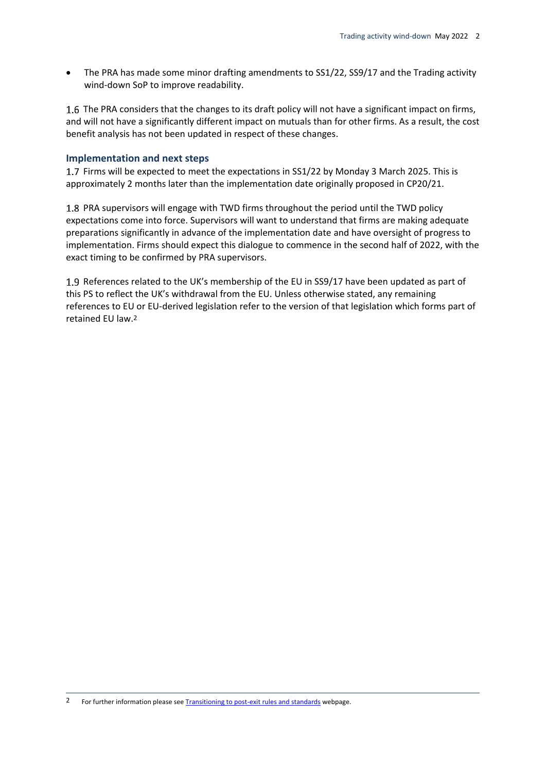- The PRA has made some minor drafting amendments to SS1/22, SS9/17 and the Trading activity wind-down SoP to improve readability.

1.6 The PRA considers that the changes to its draft policy will not have a significant impact on firms, and will not have a significantly different impact on mutuals than for other firms. As a result, the cost benefit analysis has not been updated in respect of these changes.

### Implementation and next steps

1.7 Firms will be expected to meet the expectations in SS1/22 by Monday 3 March 2025. This is approximately 2 months later than the implementation date originally proposed in CP20/21.

1.8 PRA supervisors will engage with TWD firms throughout the period until the TWD policy expectations come into force. Supervisors will want to understand that firms are making adequate preparations significantly in advance of the implementation date and have oversight of progress to implementation. Firms should expect this dialogue to commence in the second half of 2022, with the exact timing to be confirmed by PRA supervisors.

1.9 References related to the UK's membership of the EU in SS9/17 have been updated as part of this PS to reflect the UK's withdrawal from the EU. Unless otherwise stated, any remaining references to EU or EU-derived legislation refer to the version of that legislation which forms part of retained EU law.[2]

---

[2] For further information please see Transitioning to post-exit rules and standards webpage.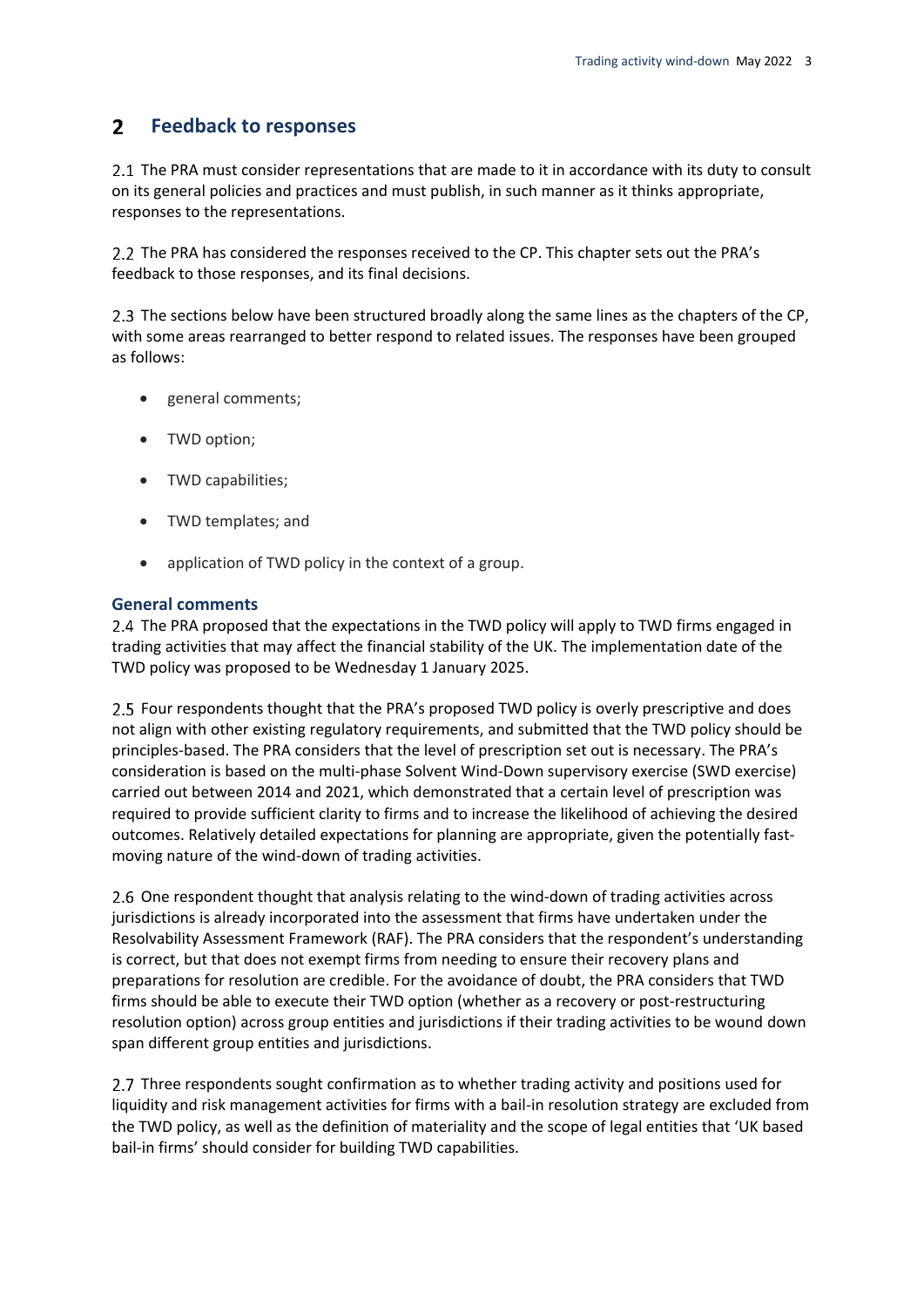## 2 Feedback to responses

2.1 The PRA must consider representations that are made to it in accordance with its duty to consult on its general policies and practices and must publish, in such manner as it thinks appropriate, responses to the representations.

2.2 The PRA has considered the responses received to the CP. This chapter sets out the PRA's feedback to those responses, and its final decisions.

2.3 The sections below have been structured broadly along the same lines as the chapters of the CP, with some areas rearranged to better respond to related issues. The responses have been grouped as follows:

- general comments;
- TWD option;
- TWD capabilities;
- TWD templates; and
- application of TWD policy in the context of a group.

### General comments

2.4 The PRA proposed that the expectations in the TWD policy will apply to TWD firms engaged in trading activities that may affect the financial stability of the UK. The implementation date of the TWD policy was proposed to be Wednesday 1 January 2025.

2.5 Four respondents thought that the PRA's proposed TWD policy is overly prescriptive and does not align with other existing regulatory requirements, and submitted that the TWD policy should be principles-based. The PRA considers that the level of prescription set out is necessary. The PRA's consideration is based on the multi-phase Solvent Wind-Down supervisory exercise (SWD exercise) carried out between 2014 and 2021, which demonstrated that a certain level of prescription was required to provide sufficient clarity to firms and to increase the likelihood of achieving the desired outcomes. Relatively detailed expectations for planning are appropriate, given the potentially fast-moving nature of the wind-down of trading activities.

2.6 One respondent thought that analysis relating to the wind-down of trading activities across jurisdictions is already incorporated into the assessment that firms have undertaken under the Resolvability Assessment Framework (RAF). The PRA considers that the respondent's understanding is correct, but that does not exempt firms from needing to ensure their recovery plans and preparations for resolution are credible. For the avoidance of doubt, the PRA considers that TWD firms should be able to execute their TWD option (whether as a recovery or post-restructuring resolution option) across group entities and jurisdictions if their trading activities to be wound down span different group entities and jurisdictions.

2.7 Three respondents sought confirmation as to whether trading activity and positions used for liquidity and risk management activities for firms with a bail-in resolution strategy are excluded from the TWD policy, as well as the definition of materiality and the scope of legal entities that 'UK based bail-in firms' should consider for building TWD capabilities.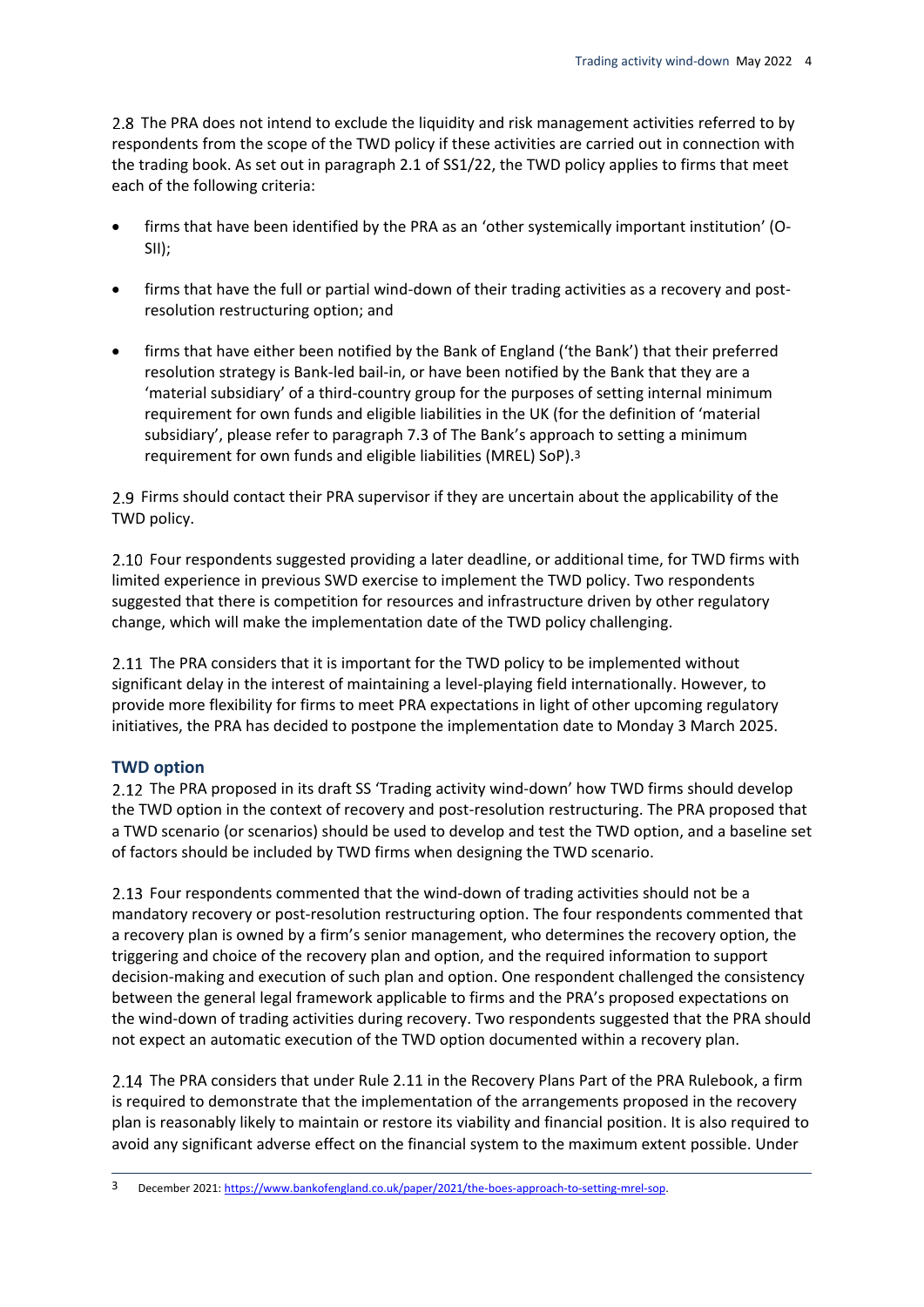2.8 The PRA does not intend to exclude the liquidity and risk management activities referred to by respondents from the scope of the TWD policy if these activities are carried out in connection with the trading book. As set out in paragraph 2.1 of SS1/22, the TWD policy applies to firms that meet each of the following criteria:

- firms that have been identified by the PRA as an 'other systemically important institution' (O-SII);
- firms that have the full or partial wind-down of their trading activities as a recovery and post-resolution restructuring option; and
- firms that have either been notified by the Bank of England ('the Bank') that their preferred resolution strategy is Bank-led bail-in, or have been notified by the Bank that they are a 'material subsidiary' of a third-country group for the purposes of setting internal minimum requirement for own funds and eligible liabilities in the UK (for the definition of 'material subsidiary', please refer to paragraph 7.3 of The Bank's approach to setting a minimum requirement for own funds and eligible liabilities (MREL) SoP).[3]

2.9 Firms should contact their PRA supervisor if they are uncertain about the applicability of the TWD policy.

2.10 Four respondents suggested providing a later deadline, or additional time, for TWD firms with limited experience in previous SWD exercise to implement the TWD policy. Two respondents suggested that there is competition for resources and infrastructure driven by other regulatory change, which will make the implementation date of the TWD policy challenging.

2.11 The PRA considers that it is important for the TWD policy to be implemented without significant delay in the interest of maintaining a level-playing field internationally. However, to provide more flexibility for firms to meet PRA expectations in light of other upcoming regulatory initiatives, the PRA has decided to postpone the implementation date to Monday 3 March 2025.

### TWD option

2.12 The PRA proposed in its draft SS 'Trading activity wind-down' how TWD firms should develop the TWD option in the context of recovery and post-resolution restructuring. The PRA proposed that a TWD scenario (or scenarios) should be used to develop and test the TWD option, and a baseline set of factors should be included by TWD firms when designing the TWD scenario.

2.13 Four respondents commented that the wind-down of trading activities should not be a mandatory recovery or post-resolution restructuring option. The four respondents commented that a recovery plan is owned by a firm's senior management, who determines the recovery option, the triggering and choice of the recovery plan and option, and the required information to support decision-making and execution of such plan and option. One respondent challenged the consistency between the general legal framework applicable to firms and the PRA's proposed expectations on the wind-down of trading activities during recovery. Two respondents suggested that the PRA should not expect an automatic execution of the TWD option documented within a recovery plan.

2.14 The PRA considers that under Rule 2.11 in the Recovery Plans Part of the PRA Rulebook, a firm is required to demonstrate that the implementation of the arrangements proposed in the recovery plan is reasonably likely to maintain or restore its viability and financial position. It is also required to avoid any significant adverse effect on the financial system to the maximum extent possible. Under

[3] December 2021: https://www.bankofengland.co.uk/paper/2021/the-boes-approach-to-setting-mrel-sop.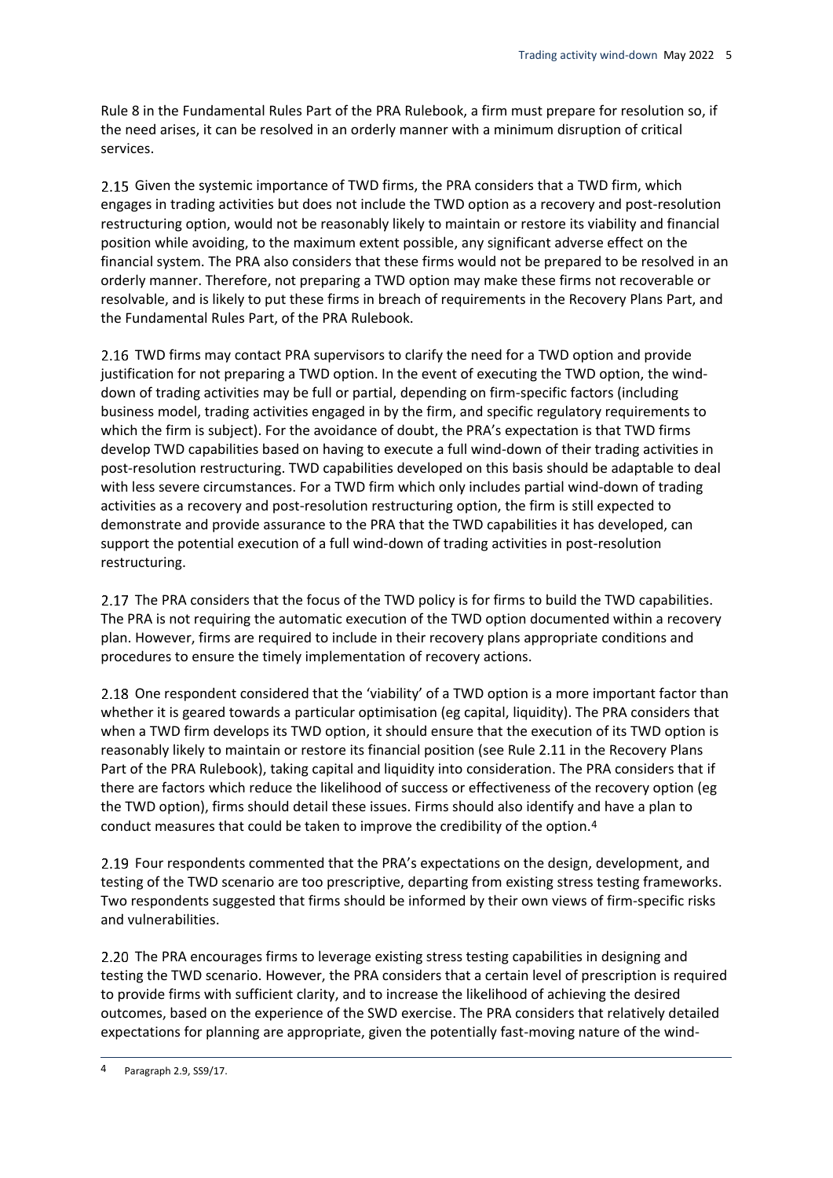Rule 8 in the Fundamental Rules Part of the PRA Rulebook, a firm must prepare for resolution so, if the need arises, it can be resolved in an orderly manner with a minimum disruption of critical services.

2.15 Given the systemic importance of TWD firms, the PRA considers that a TWD firm, which engages in trading activities but does not include the TWD option as a recovery and post-resolution restructuring option, would not be reasonably likely to maintain or restore its viability and financial position while avoiding, to the maximum extent possible, any significant adverse effect on the financial system. The PRA also considers that these firms would not be prepared to be resolved in an orderly manner. Therefore, not preparing a TWD option may make these firms not recoverable or resolvable, and is likely to put these firms in breach of requirements in the Recovery Plans Part, and the Fundamental Rules Part, of the PRA Rulebook.

2.16 TWD firms may contact PRA supervisors to clarify the need for a TWD option and provide justification for not preparing a TWD option. In the event of executing the TWD option, the wind-down of trading activities may be full or partial, depending on firm-specific factors (including business model, trading activities engaged in by the firm, and specific regulatory requirements to which the firm is subject). For the avoidance of doubt, the PRA's expectation is that TWD firms develop TWD capabilities based on having to execute a full wind-down of their trading activities in post-resolution restructuring. TWD capabilities developed on this basis should be adaptable to deal with less severe circumstances. For a TWD firm which only includes partial wind-down of trading activities as a recovery and post-resolution restructuring option, the firm is still expected to demonstrate and provide assurance to the PRA that the TWD capabilities it has developed, can support the potential execution of a full wind-down of trading activities in post-resolution restructuring.

2.17 The PRA considers that the focus of the TWD policy is for firms to build the TWD capabilities. The PRA is not requiring the automatic execution of the TWD option documented within a recovery plan. However, firms are required to include in their recovery plans appropriate conditions and procedures to ensure the timely implementation of recovery actions.

2.18 One respondent considered that the 'viability' of a TWD option is a more important factor than whether it is geared towards a particular optimisation (eg capital, liquidity). The PRA considers that when a TWD firm develops its TWD option, it should ensure that the execution of its TWD option is reasonably likely to maintain or restore its financial position (see Rule 2.11 in the Recovery Plans Part of the PRA Rulebook), taking capital and liquidity into consideration. The PRA considers that if there are factors which reduce the likelihood of success or effectiveness of the recovery option (eg the TWD option), firms should detail these issues. Firms should also identify and have a plan to conduct measures that could be taken to improve the credibility of the option.[4]

2.19 Four respondents commented that the PRA's expectations on the design, development, and testing of the TWD scenario are too prescriptive, departing from existing stress testing frameworks. Two respondents suggested that firms should be informed by their own views of firm-specific risks and vulnerabilities.

2.20 The PRA encourages firms to leverage existing stress testing capabilities in designing and testing the TWD scenario. However, the PRA considers that a certain level of prescription is required to provide firms with sufficient clarity, and to increase the likelihood of achieving the desired outcomes, based on the experience of the SWD exercise. The PRA considers that relatively detailed expectations for planning are appropriate, given the potentially fast-moving nature of the wind-

[4] Paragraph 2.9, SS9/17.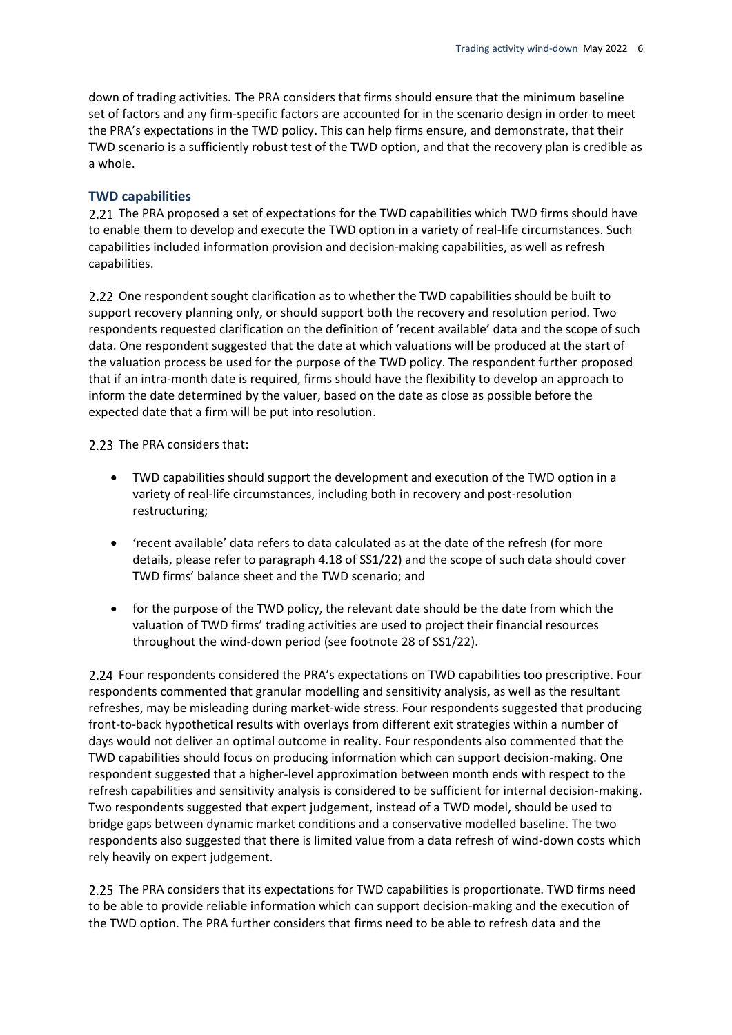down of trading activities. The PRA considers that firms should ensure that the minimum baseline set of factors and any firm-specific factors are accounted for in the scenario design in order to meet the PRA's expectations in the TWD policy. This can help firms ensure, and demonstrate, that their TWD scenario is a sufficiently robust test of the TWD option, and that the recovery plan is credible as a whole.

### TWD capabilities

2.21 The PRA proposed a set of expectations for the TWD capabilities which TWD firms should have to enable them to develop and execute the TWD option in a variety of real-life circumstances. Such capabilities included information provision and decision-making capabilities, as well as refresh capabilities.

2.22 One respondent sought clarification as to whether the TWD capabilities should be built to support recovery planning only, or should support both the recovery and resolution period. Two respondents requested clarification on the definition of 'recent available' data and the scope of such data. One respondent suggested that the date at which valuations will be produced at the start of the valuation process be used for the purpose of the TWD policy. The respondent further proposed that if an intra-month date is required, firms should have the flexibility to develop an approach to inform the date determined by the valuer, based on the date as close as possible before the expected date that a firm will be put into resolution.

2.23 The PRA considers that:

- TWD capabilities should support the development and execution of the TWD option in a variety of real-life circumstances, including both in recovery and post-resolution restructuring;
- 'recent available' data refers to data calculated as at the date of the refresh (for more details, please refer to paragraph 4.18 of SS1/22) and the scope of such data should cover TWD firms' balance sheet and the TWD scenario; and
- for the purpose of the TWD policy, the relevant date should be the date from which the valuation of TWD firms' trading activities are used to project their financial resources throughout the wind-down period (see footnote 28 of SS1/22).

2.24 Four respondents considered the PRA's expectations on TWD capabilities too prescriptive. Four respondents commented that granular modelling and sensitivity analysis, as well as the resultant refreshes, may be misleading during market-wide stress. Four respondents suggested that producing front-to-back hypothetical results with overlays from different exit strategies within a number of days would not deliver an optimal outcome in reality. Four respondents also commented that the TWD capabilities should focus on producing information which can support decision-making. One respondent suggested that a higher-level approximation between month ends with respect to the refresh capabilities and sensitivity analysis is considered to be sufficient for internal decision-making. Two respondents suggested that expert judgement, instead of a TWD model, should be used to bridge gaps between dynamic market conditions and a conservative modelled baseline. The two respondents also suggested that there is limited value from a data refresh of wind-down costs which rely heavily on expert judgement.

2.25 The PRA considers that its expectations for TWD capabilities is proportionate. TWD firms need to be able to provide reliable information which can support decision-making and the execution of the TWD option. The PRA further considers that firms need to be able to refresh data and the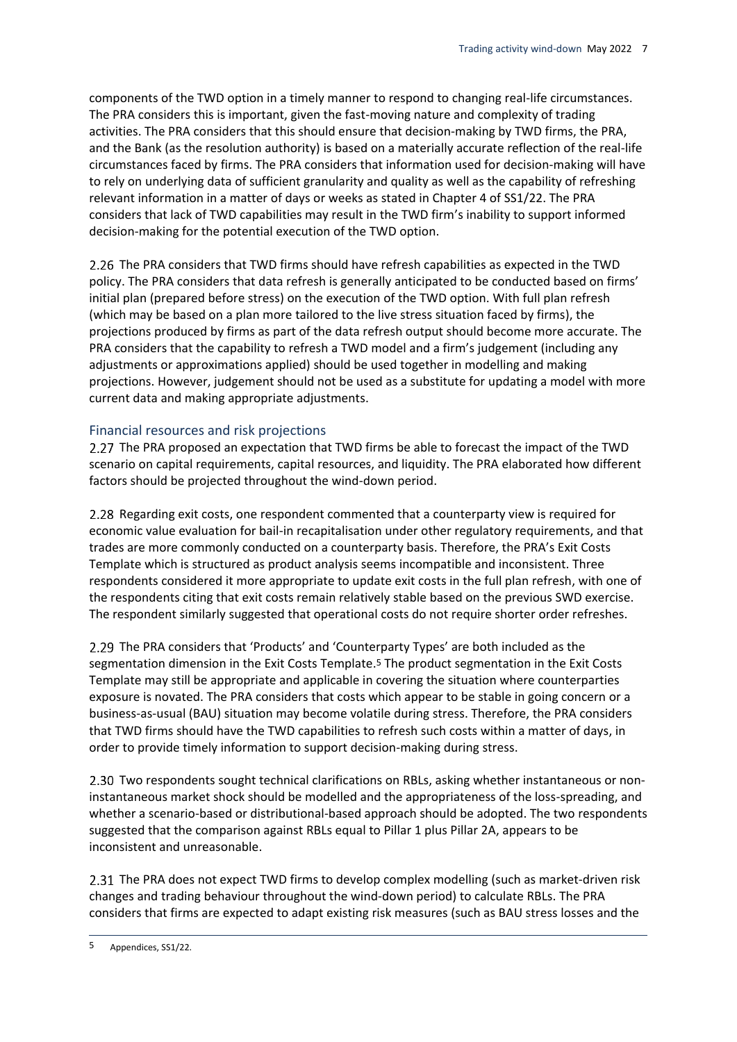components of the TWD option in a timely manner to respond to changing real-life circumstances. The PRA considers this is important, given the fast-moving nature and complexity of trading activities. The PRA considers that this should ensure that decision-making by TWD firms, the PRA, and the Bank (as the resolution authority) is based on a materially accurate reflection of the real-life circumstances faced by firms. The PRA considers that information used for decision-making will have to rely on underlying data of sufficient granularity and quality as well as the capability of refreshing relevant information in a matter of days or weeks as stated in Chapter 4 of SS1/22. The PRA considers that lack of TWD capabilities may result in the TWD firm's inability to support informed decision-making for the potential execution of the TWD option.

2.26 The PRA considers that TWD firms should have refresh capabilities as expected in the TWD policy. The PRA considers that data refresh is generally anticipated to be conducted based on firms' initial plan (prepared before stress) on the execution of the TWD option. With full plan refresh (which may be based on a plan more tailored to the live stress situation faced by firms), the projections produced by firms as part of the data refresh output should become more accurate. The PRA considers that the capability to refresh a TWD model and a firm's judgement (including any adjustments or approximations applied) should be used together in modelling and making projections. However, judgement should not be used as a substitute for updating a model with more current data and making appropriate adjustments.

## Financial resources and risk projections

2.27 The PRA proposed an expectation that TWD firms be able to forecast the impact of the TWD scenario on capital requirements, capital resources, and liquidity. The PRA elaborated how different factors should be projected throughout the wind-down period.

2.28 Regarding exit costs, one respondent commented that a counterparty view is required for economic value evaluation for bail-in recapitalisation under other regulatory requirements, and that trades are more commonly conducted on a counterparty basis. Therefore, the PRA's Exit Costs Template which is structured as product analysis seems incompatible and inconsistent. Three respondents considered it more appropriate to update exit costs in the full plan refresh, with one of the respondents citing that exit costs remain relatively stable based on the previous SWD exercise. The respondent similarly suggested that operational costs do not require shorter order refreshes.

2.29 The PRA considers that 'Products' and 'Counterparty Types' are both included as the segmentation dimension in the Exit Costs Template.[5] The product segmentation in the Exit Costs Template may still be appropriate and applicable in covering the situation where counterparties exposure is novated. The PRA considers that costs which appear to be stable in going concern or a business-as-usual (BAU) situation may become volatile during stress. Therefore, the PRA considers that TWD firms should have the TWD capabilities to refresh such costs within a matter of days, in order to provide timely information to support decision-making during stress.

2.30 Two respondents sought technical clarifications on RBLs, asking whether instantaneous or non-instantaneous market shock should be modelled and the appropriateness of the loss-spreading, and whether a scenario-based or distributional-based approach should be adopted. The two respondents suggested that the comparison against RBLs equal to Pillar 1 plus Pillar 2A, appears to be inconsistent and unreasonable.

2.31 The PRA does not expect TWD firms to develop complex modelling (such as market-driven risk changes and trading behaviour throughout the wind-down period) to calculate RBLs. The PRA considers that firms are expected to adapt existing risk measures (such as BAU stress losses and the

[5] Appendices, SS1/22.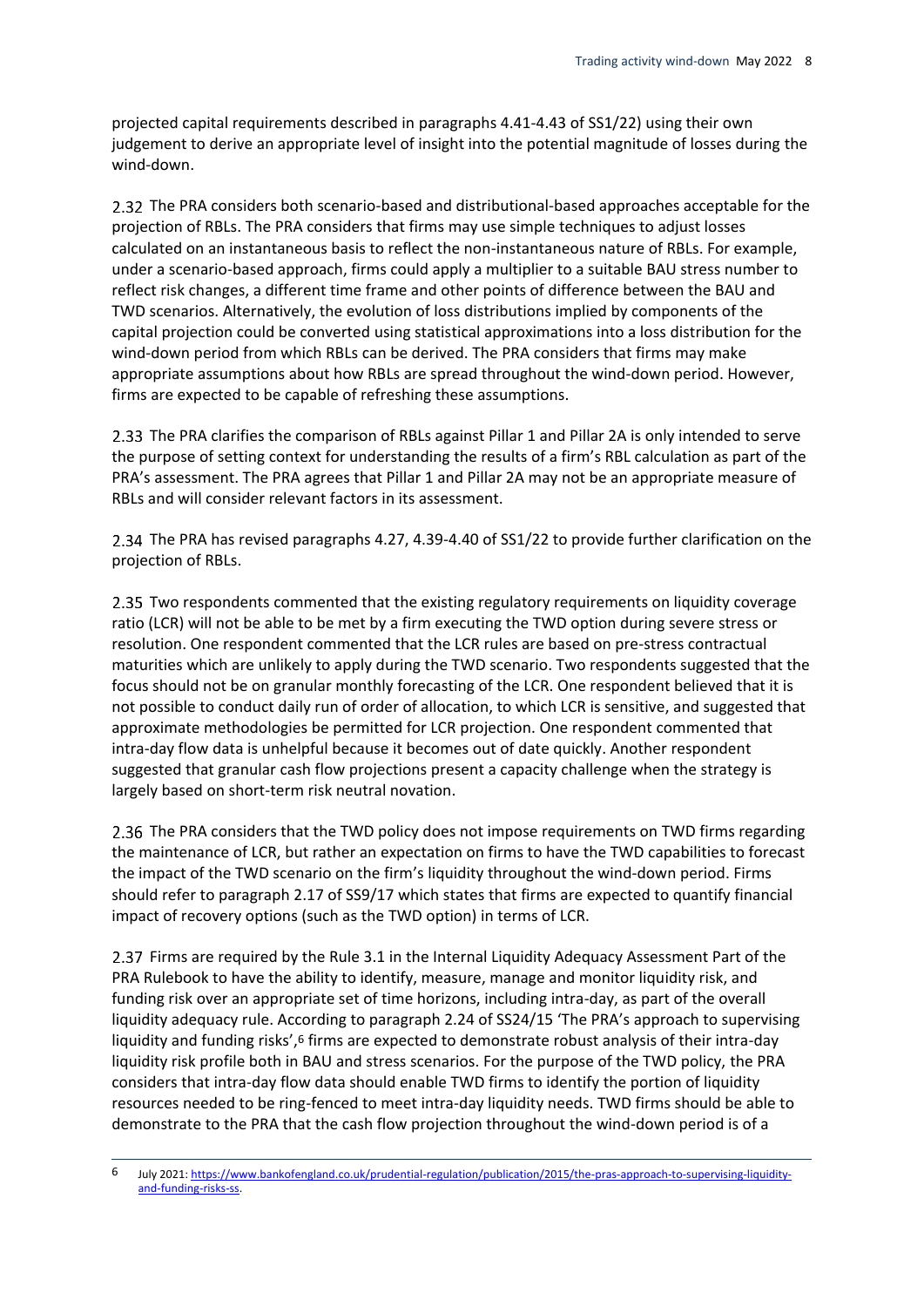projected capital requirements described in paragraphs 4.41-4.43 of SS1/22) using their own judgement to derive an appropriate level of insight into the potential magnitude of losses during the wind-down.

2.32 The PRA considers both scenario-based and distributional-based approaches acceptable for the projection of RBLs. The PRA considers that firms may use simple techniques to adjust losses calculated on an instantaneous basis to reflect the non-instantaneous nature of RBLs. For example, under a scenario-based approach, firms could apply a multiplier to a suitable BAU stress number to reflect risk changes, a different time frame and other points of difference between the BAU and TWD scenarios. Alternatively, the evolution of loss distributions implied by components of the capital projection could be converted using statistical approximations into a loss distribution for the wind-down period from which RBLs can be derived. The PRA considers that firms may make appropriate assumptions about how RBLs are spread throughout the wind-down period. However, firms are expected to be capable of refreshing these assumptions.

2.33 The PRA clarifies the comparison of RBLs against Pillar 1 and Pillar 2A is only intended to serve the purpose of setting context for understanding the results of a firm's RBL calculation as part of the PRA's assessment. The PRA agrees that Pillar 1 and Pillar 2A may not be an appropriate measure of RBLs and will consider relevant factors in its assessment.

2.34 The PRA has revised paragraphs 4.27, 4.39-4.40 of SS1/22 to provide further clarification on the projection of RBLs.

2.35 Two respondents commented that the existing regulatory requirements on liquidity coverage ratio (LCR) will not be able to be met by a firm executing the TWD option during severe stress or resolution. One respondent commented that the LCR rules are based on pre-stress contractual maturities which are unlikely to apply during the TWD scenario. Two respondents suggested that the focus should not be on granular monthly forecasting of the LCR. One respondent believed that it is not possible to conduct daily run of order of allocation, to which LCR is sensitive, and suggested that approximate methodologies be permitted for LCR projection. One respondent commented that intra-day flow data is unhelpful because it becomes out of date quickly. Another respondent suggested that granular cash flow projections present a capacity challenge when the strategy is largely based on short-term risk neutral novation.

2.36 The PRA considers that the TWD policy does not impose requirements on TWD firms regarding the maintenance of LCR, but rather an expectation on firms to have the TWD capabilities to forecast the impact of the TWD scenario on the firm's liquidity throughout the wind-down period. Firms should refer to paragraph 2.17 of SS9/17 which states that firms are expected to quantify financial impact of recovery options (such as the TWD option) in terms of LCR.

2.37 Firms are required by the Rule 3.1 in the Internal Liquidity Adequacy Assessment Part of the PRA Rulebook to have the ability to identify, measure, manage and monitor liquidity risk, and funding risk over an appropriate set of time horizons, including intra-day, as part of the overall liquidity adequacy rule. According to paragraph 2.24 of SS24/15 'The PRA's approach to supervising liquidity and funding risks',[6] firms are expected to demonstrate robust analysis of their intra-day liquidity risk profile both in BAU and stress scenarios. For the purpose of the TWD policy, the PRA considers that intra-day flow data should enable TWD firms to identify the portion of liquidity resources needed to be ring-fenced to meet intra-day liquidity needs. TWD firms should be able to demonstrate to the PRA that the cash flow projection throughout the wind-down period is of a

[6] July 2021: https://www.bankofengland.co.uk/prudential-regulation/publication/2015/the-pras-approach-to-supervising-liquidity-and-funding-risks-ss.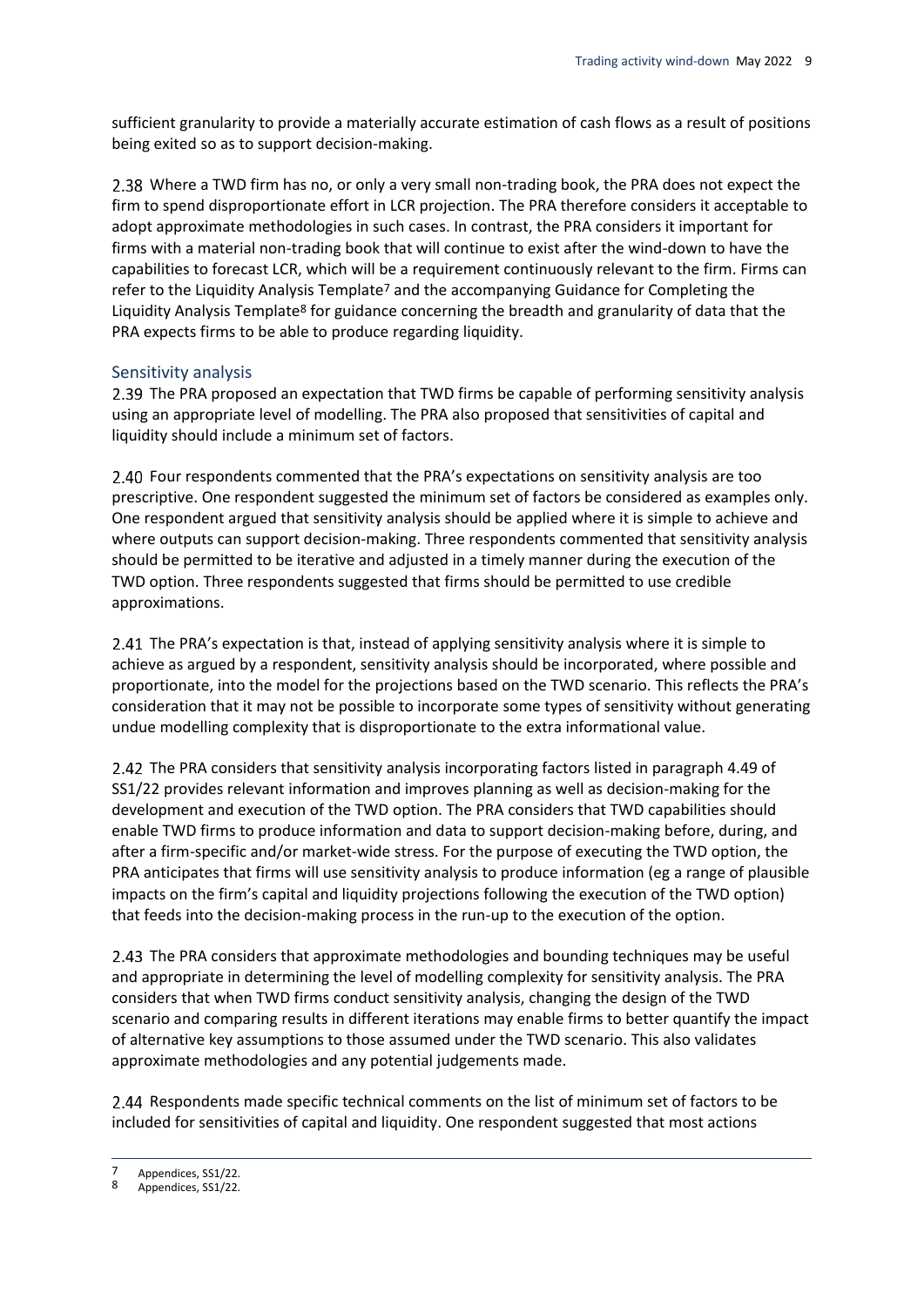sufficient granularity to provide a materially accurate estimation of cash flows as a result of positions being exited so as to support decision-making.

2.38 Where a TWD firm has no, or only a very small non-trading book, the PRA does not expect the firm to spend disproportionate effort in LCR projection. The PRA therefore considers it acceptable to adopt approximate methodologies in such cases. In contrast, the PRA considers it important for firms with a material non-trading book that will continue to exist after the wind-down to have the capabilities to forecast LCR, which will be a requirement continuously relevant to the firm. Firms can refer to the Liquidity Analysis Template[7] and the accompanying Guidance for Completing the Liquidity Analysis Template[8] for guidance concerning the breadth and granularity of data that the PRA expects firms to be able to produce regarding liquidity.

### Sensitivity analysis

2.39 The PRA proposed an expectation that TWD firms be capable of performing sensitivity analysis using an appropriate level of modelling. The PRA also proposed that sensitivities of capital and liquidity should include a minimum set of factors.

2.40 Four respondents commented that the PRA's expectations on sensitivity analysis are too prescriptive. One respondent suggested the minimum set of factors be considered as examples only. One respondent argued that sensitivity analysis should be applied where it is simple to achieve and where outputs can support decision-making. Three respondents commented that sensitivity analysis should be permitted to be iterative and adjusted in a timely manner during the execution of the TWD option. Three respondents suggested that firms should be permitted to use credible approximations.

2.41 The PRA's expectation is that, instead of applying sensitivity analysis where it is simple to achieve as argued by a respondent, sensitivity analysis should be incorporated, where possible and proportionate, into the model for the projections based on the TWD scenario. This reflects the PRA's consideration that it may not be possible to incorporate some types of sensitivity without generating undue modelling complexity that is disproportionate to the extra informational value.

2.42 The PRA considers that sensitivity analysis incorporating factors listed in paragraph 4.49 of SS1/22 provides relevant information and improves planning as well as decision-making for the development and execution of the TWD option. The PRA considers that TWD capabilities should enable TWD firms to produce information and data to support decision-making before, during, and after a firm-specific and/or market-wide stress. For the purpose of executing the TWD option, the PRA anticipates that firms will use sensitivity analysis to produce information (eg a range of plausible impacts on the firm's capital and liquidity projections following the execution of the TWD option) that feeds into the decision-making process in the run-up to the execution of the option.

2.43 The PRA considers that approximate methodologies and bounding techniques may be useful and appropriate in determining the level of modelling complexity for sensitivity analysis. The PRA considers that when TWD firms conduct sensitivity analysis, changing the design of the TWD scenario and comparing results in different iterations may enable firms to better quantify the impact of alternative key assumptions to those assumed under the TWD scenario. This also validates approximate methodologies and any potential judgements made.

2.44 Respondents made specific technical comments on the list of minimum set of factors to be included for sensitivities of capital and liquidity. One respondent suggested that most actions

---

7 Appendices, SS1/22.

8 Appendices, SS1/22.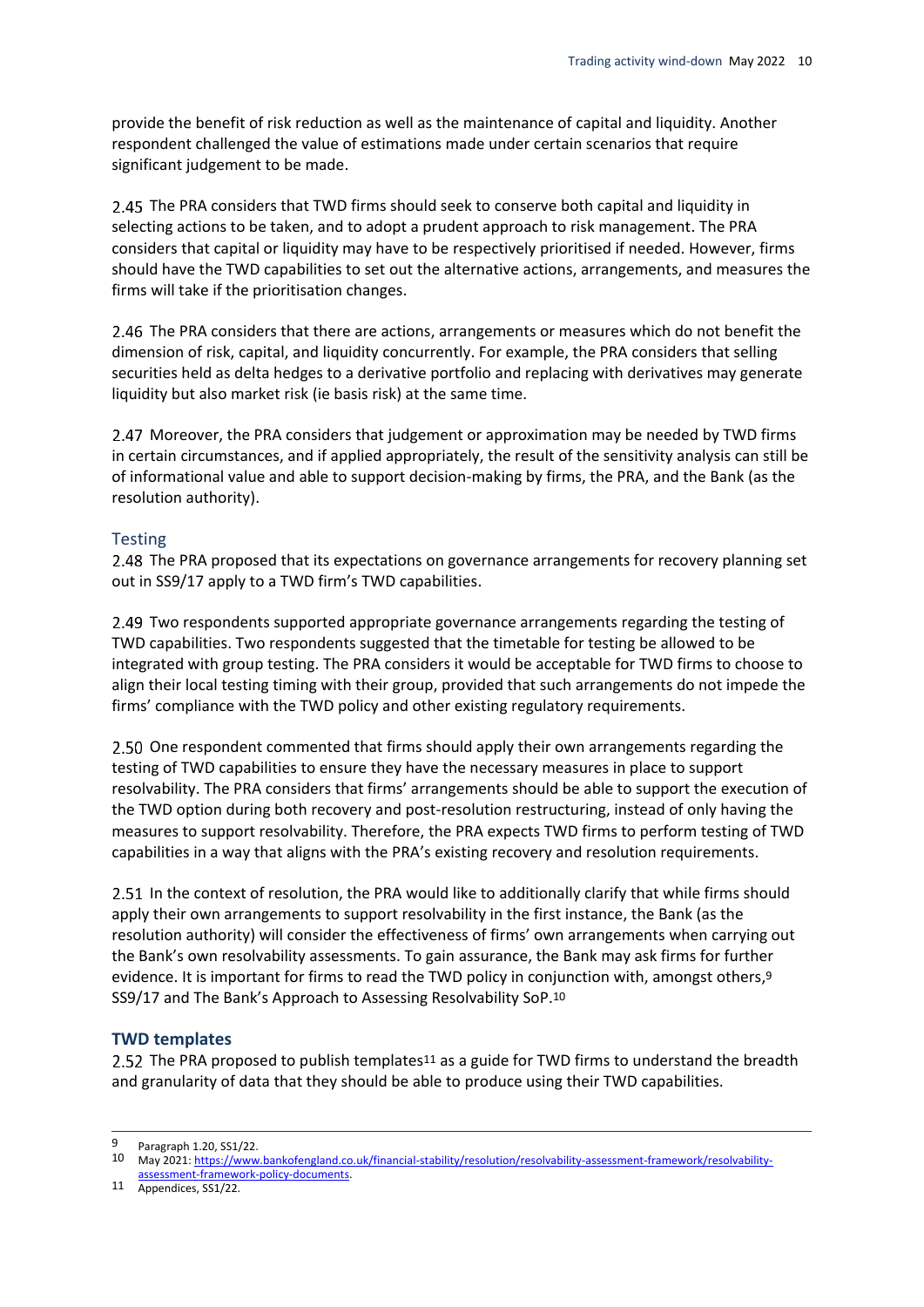provide the benefit of risk reduction as well as the maintenance of capital and liquidity. Another respondent challenged the value of estimations made under certain scenarios that require significant judgement to be made.

2.45 The PRA considers that TWD firms should seek to conserve both capital and liquidity in selecting actions to be taken, and to adopt a prudent approach to risk management. The PRA considers that capital or liquidity may have to be respectively prioritised if needed. However, firms should have the TWD capabilities to set out the alternative actions, arrangements, and measures the firms will take if the prioritisation changes.

2.46 The PRA considers that there are actions, arrangements or measures which do not benefit the dimension of risk, capital, and liquidity concurrently. For example, the PRA considers that selling securities held as delta hedges to a derivative portfolio and replacing with derivatives may generate liquidity but also market risk (ie basis risk) at the same time.

2.47 Moreover, the PRA considers that judgement or approximation may be needed by TWD firms in certain circumstances, and if applied appropriately, the result of the sensitivity analysis can still be of informational value and able to support decision-making by firms, the PRA, and the Bank (as the resolution authority).

### Testing

2.48 The PRA proposed that its expectations on governance arrangements for recovery planning set out in SS9/17 apply to a TWD firm's TWD capabilities.

2.49 Two respondents supported appropriate governance arrangements regarding the testing of TWD capabilities. Two respondents suggested that the timetable for testing be allowed to be integrated with group testing. The PRA considers it would be acceptable for TWD firms to choose to align their local testing timing with their group, provided that such arrangements do not impede the firms' compliance with the TWD policy and other existing regulatory requirements.

2.50 One respondent commented that firms should apply their own arrangements regarding the testing of TWD capabilities to ensure they have the necessary measures in place to support resolvability. The PRA considers that firms' arrangements should be able to support the execution of the TWD option during both recovery and post-resolution restructuring, instead of only having the measures to support resolvability. Therefore, the PRA expects TWD firms to perform testing of TWD capabilities in a way that aligns with the PRA's existing recovery and resolution requirements.

2.51 In the context of resolution, the PRA would like to additionally clarify that while firms should apply their own arrangements to support resolvability in the first instance, the Bank (as the resolution authority) will consider the effectiveness of firms' own arrangements when carrying out the Bank's own resolvability assessments. To gain assurance, the Bank may ask firms for further evidence. It is important for firms to read the TWD policy in conjunction with, amongst others,[9] SS9/17 and The Bank's Approach to Assessing Resolvability SoP.[10]

### TWD templates

2.52 The PRA proposed to publish templates[11] as a guide for TWD firms to understand the breadth and granularity of data that they should be able to produce using their TWD capabilities.

---

9 Paragraph 1.20, SS1/22.

10 May 2021: https://www.bankofengland.co.uk/financial-stability/resolution/resolvability-assessment-framework/resolvability-assessment-framework-policy-documents.

11 Appendices, SS1/22.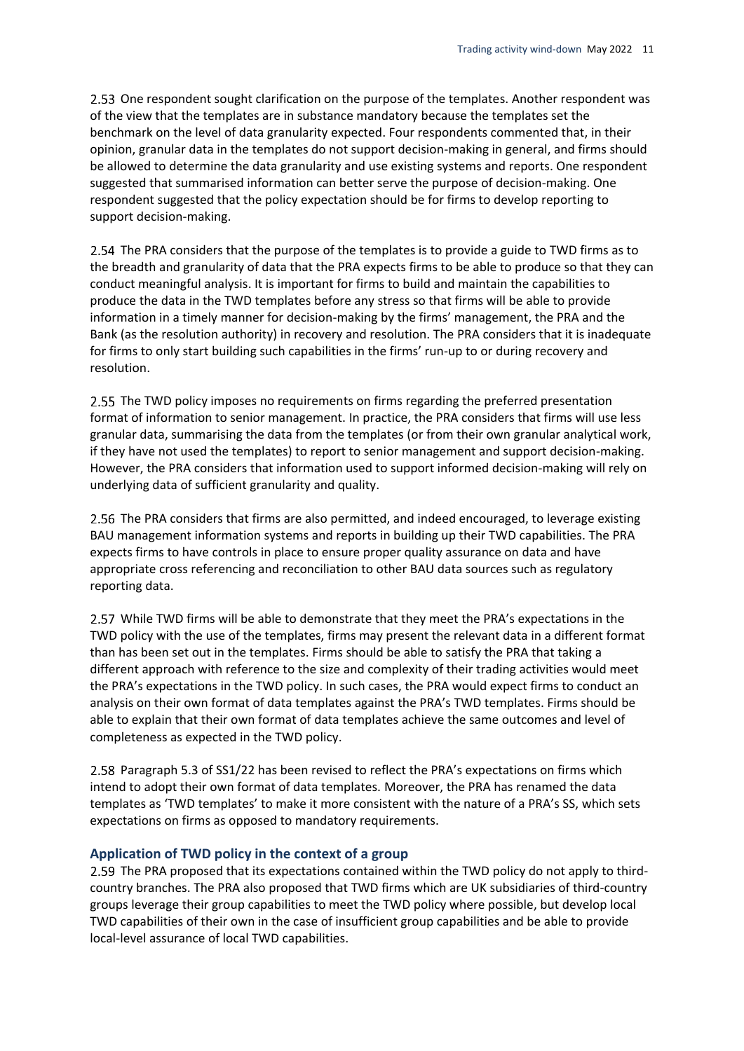2.53 One respondent sought clarification on the purpose of the templates. Another respondent was of the view that the templates are in substance mandatory because the templates set the benchmark on the level of data granularity expected. Four respondents commented that, in their opinion, granular data in the templates do not support decision-making in general, and firms should be allowed to determine the data granularity and use existing systems and reports. One respondent suggested that summarised information can better serve the purpose of decision-making. One respondent suggested that the policy expectation should be for firms to develop reporting to support decision-making.

2.54 The PRA considers that the purpose of the templates is to provide a guide to TWD firms as to the breadth and granularity of data that the PRA expects firms to be able to produce so that they can conduct meaningful analysis. It is important for firms to build and maintain the capabilities to produce the data in the TWD templates before any stress so that firms will be able to provide information in a timely manner for decision-making by the firms' management, the PRA and the Bank (as the resolution authority) in recovery and resolution. The PRA considers that it is inadequate for firms to only start building such capabilities in the firms' run-up to or during recovery and resolution.

2.55 The TWD policy imposes no requirements on firms regarding the preferred presentation format of information to senior management. In practice, the PRA considers that firms will use less granular data, summarising the data from the templates (or from their own granular analytical work, if they have not used the templates) to report to senior management and support decision-making. However, the PRA considers that information used to support informed decision-making will rely on underlying data of sufficient granularity and quality.

2.56 The PRA considers that firms are also permitted, and indeed encouraged, to leverage existing BAU management information systems and reports in building up their TWD capabilities. The PRA expects firms to have controls in place to ensure proper quality assurance on data and have appropriate cross referencing and reconciliation to other BAU data sources such as regulatory reporting data.

2.57 While TWD firms will be able to demonstrate that they meet the PRA's expectations in the TWD policy with the use of the templates, firms may present the relevant data in a different format than has been set out in the templates. Firms should be able to satisfy the PRA that taking a different approach with reference to the size and complexity of their trading activities would meet the PRA's expectations in the TWD policy. In such cases, the PRA would expect firms to conduct an analysis on their own format of data templates against the PRA's TWD templates. Firms should be able to explain that their own format of data templates achieve the same outcomes and level of completeness as expected in the TWD policy.

2.58 Paragraph 5.3 of SS1/22 has been revised to reflect the PRA's expectations on firms which intend to adopt their own format of data templates. Moreover, the PRA has renamed the data templates as 'TWD templates' to make it more consistent with the nature of a PRA's SS, which sets expectations on firms as opposed to mandatory requirements.

### Application of TWD policy in the context of a group

2.59 The PRA proposed that its expectations contained within the TWD policy do not apply to third-country branches. The PRA also proposed that TWD firms which are UK subsidiaries of third-country groups leverage their group capabilities to meet the TWD policy where possible, but develop local TWD capabilities of their own in the case of insufficient group capabilities and be able to provide local-level assurance of local TWD capabilities.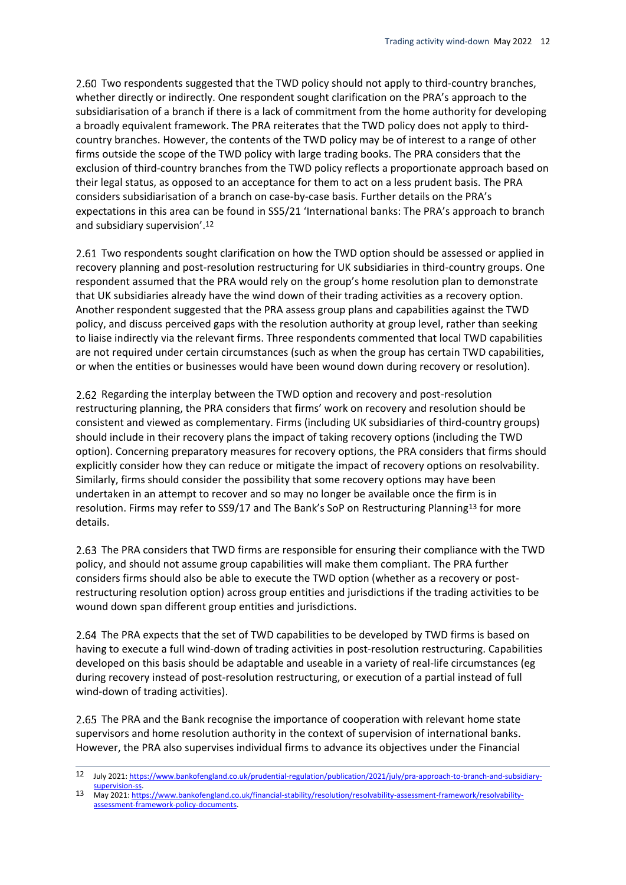2.60 Two respondents suggested that the TWD policy should not apply to third-country branches, whether directly or indirectly. One respondent sought clarification on the PRA's approach to the subsidiarisation of a branch if there is a lack of commitment from the home authority for developing a broadly equivalent framework. The PRA reiterates that the TWD policy does not apply to third-country branches. However, the contents of the TWD policy may be of interest to a range of other firms outside the scope of the TWD policy with large trading books. The PRA considers that the exclusion of third-country branches from the TWD policy reflects a proportionate approach based on their legal status, as opposed to an acceptance for them to act on a less prudent basis. The PRA considers subsidiarisation of a branch on case-by-case basis. Further details on the PRA's expectations in this area can be found in SS5/21 'International banks: The PRA's approach to branch and subsidiary supervision'.[12]

2.61 Two respondents sought clarification on how the TWD option should be assessed or applied in recovery planning and post-resolution restructuring for UK subsidiaries in third-country groups. One respondent assumed that the PRA would rely on the group's home resolution plan to demonstrate that UK subsidiaries already have the wind down of their trading activities as a recovery option. Another respondent suggested that the PRA assess group plans and capabilities against the TWD policy, and discuss perceived gaps with the resolution authority at group level, rather than seeking to liaise indirectly via the relevant firms. Three respondents commented that local TWD capabilities are not required under certain circumstances (such as when the group has certain TWD capabilities, or when the entities or businesses would have been wound down during recovery or resolution).

2.62 Regarding the interplay between the TWD option and recovery and post-resolution restructuring planning, the PRA considers that firms' work on recovery and resolution should be consistent and viewed as complementary. Firms (including UK subsidiaries of third-country groups) should include in their recovery plans the impact of taking recovery options (including the TWD option). Concerning preparatory measures for recovery options, the PRA considers that firms should explicitly consider how they can reduce or mitigate the impact of recovery options on resolvability. Similarly, firms should consider the possibility that some recovery options may have been undertaken in an attempt to recover and so may no longer be available once the firm is in resolution. Firms may refer to SS9/17 and The Bank's SoP on Restructuring Planning[13] for more details.

2.63 The PRA considers that TWD firms are responsible for ensuring their compliance with the TWD policy, and should not assume group capabilities will make them compliant. The PRA further considers firms should also be able to execute the TWD option (whether as a recovery or post-restructuring resolution option) across group entities and jurisdictions if the trading activities to be wound down span different group entities and jurisdictions.

2.64 The PRA expects that the set of TWD capabilities to be developed by TWD firms is based on having to execute a full wind-down of trading activities in post-resolution restructuring. Capabilities developed on this basis should be adaptable and useable in a variety of real-life circumstances (eg during recovery instead of post-resolution restructuring, or execution of a partial instead of full wind-down of trading activities).

2.65 The PRA and the Bank recognise the importance of cooperation with relevant home state supervisors and home resolution authority in the context of supervision of international banks. However, the PRA also supervises individual firms to advance its objectives under the Financial

---

12 July 2021: https://www.bankofengland.co.uk/prudential-regulation/publication/2021/july/pra-approach-to-branch-and-subsidiary-supervision-ss.

13 May 2021: https://www.bankofengland.co.uk/financial-stability/resolution/resolvability-assessment-framework/resolvability-assessment-framework-policy-documents.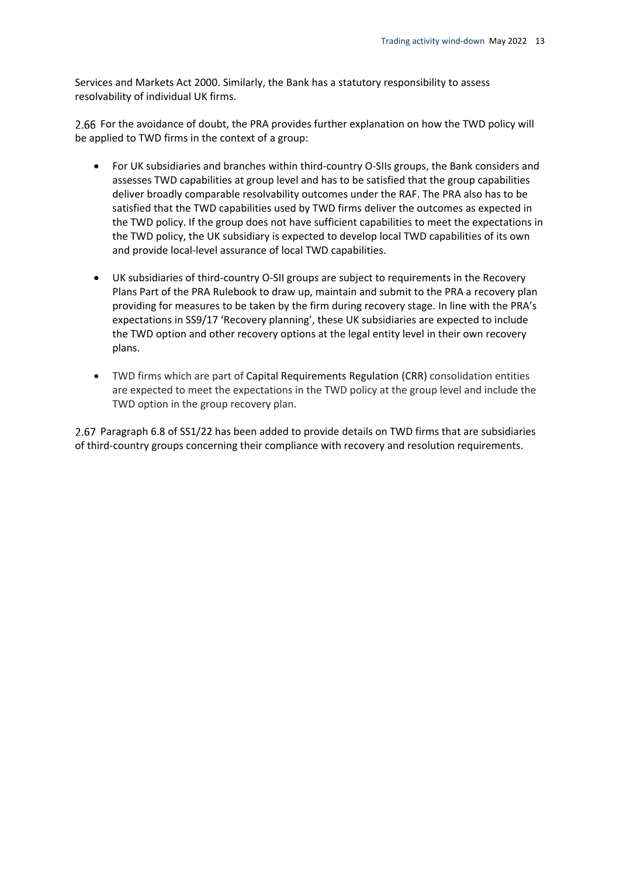Services and Markets Act 2000. Similarly, the Bank has a statutory responsibility to assess resolvability of individual UK firms.

2.66 For the avoidance of doubt, the PRA provides further explanation on how the TWD policy will be applied to TWD firms in the context of a group:

- For UK subsidiaries and branches within third-country O-SIIs groups, the Bank considers and assesses TWD capabilities at group level and has to be satisfied that the group capabilities deliver broadly comparable resolvability outcomes under the RAF. The PRA also has to be satisfied that the TWD capabilities used by TWD firms deliver the outcomes as expected in the TWD policy. If the group does not have sufficient capabilities to meet the expectations in the TWD policy, the UK subsidiary is expected to develop local TWD capabilities of its own and provide local-level assurance of local TWD capabilities.

- UK subsidiaries of third-country O-SII groups are subject to requirements in the Recovery Plans Part of the PRA Rulebook to draw up, maintain and submit to the PRA a recovery plan providing for measures to be taken by the firm during recovery stage. In line with the PRA's expectations in SS9/17 'Recovery planning', these UK subsidiaries are expected to include the TWD option and other recovery options at the legal entity level in their own recovery plans.

- TWD firms which are part of Capital Requirements Regulation (CRR) consolidation entities are expected to meet the expectations in the TWD policy at the group level and include the TWD option in the group recovery plan.

2.67 Paragraph 6.8 of SS1/22 has been added to provide details on TWD firms that are subsidiaries of third-country groups concerning their compliance with recovery and resolution requirements.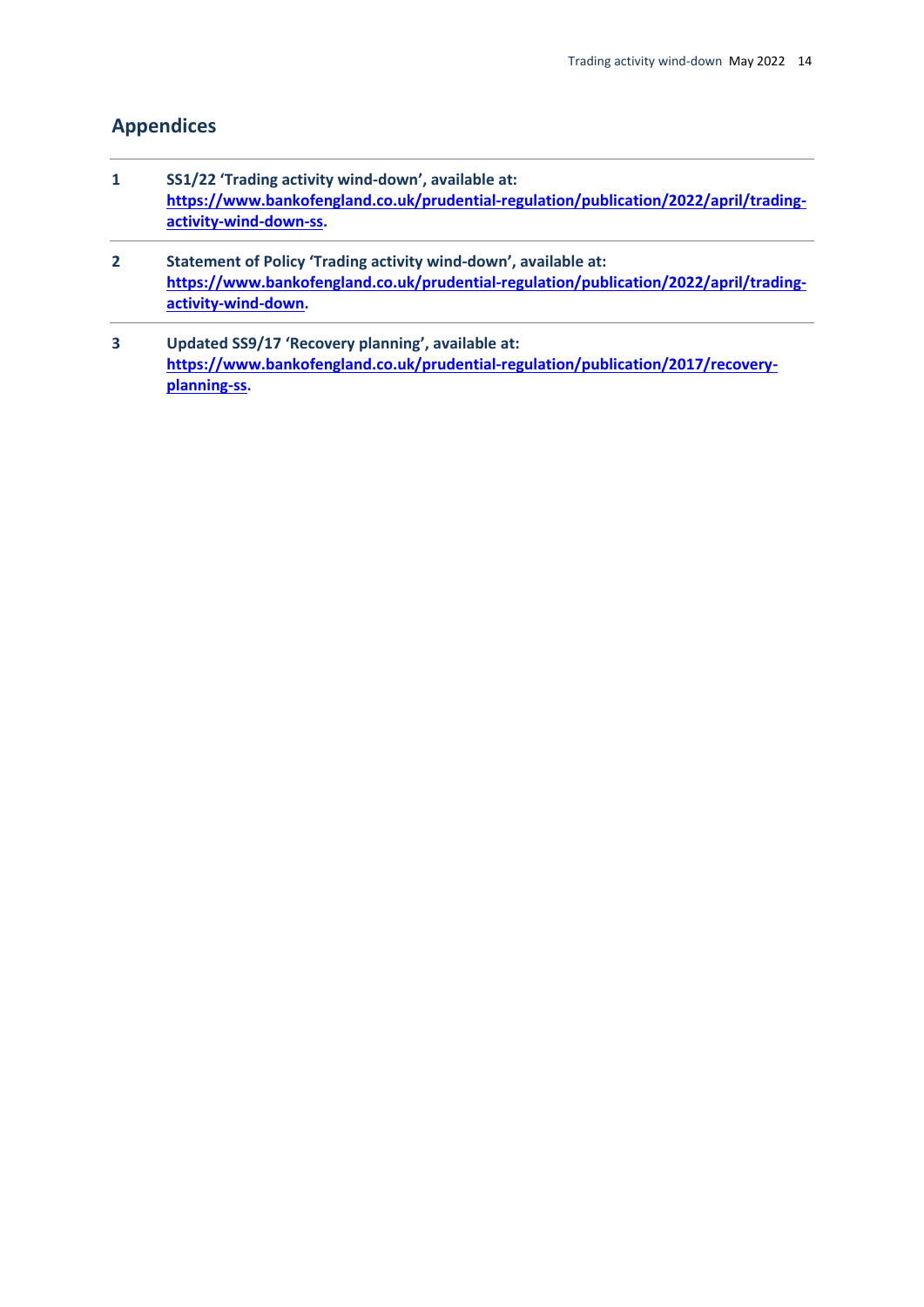## Appendices

1. **SS1/22 'Trading activity wind-down', available at: [https://www.bankofengland.co.uk/prudential-regulation/publication/2022/april/trading-activity-wind-down-ss](https://www.bankofengland.co.uk/prudential-regulation/publication/2022/april/trading-activity-wind-down-ss).**

2. **Statement of Policy 'Trading activity wind-down', available at: [https://www.bankofengland.co.uk/prudential-regulation/publication/2022/april/trading-activity-wind-down](https://www.bankofengland.co.uk/prudential-regulation/publication/2022/april/trading-activity-wind-down).**

3. **Updated SS9/17 'Recovery planning', available at: [https://www.bankofengland.co.uk/prudential-regulation/publication/2017/recovery-planning-ss](https://www.bankofengland.co.uk/prudential-regulation/publication/2017/recovery-planning-ss).**